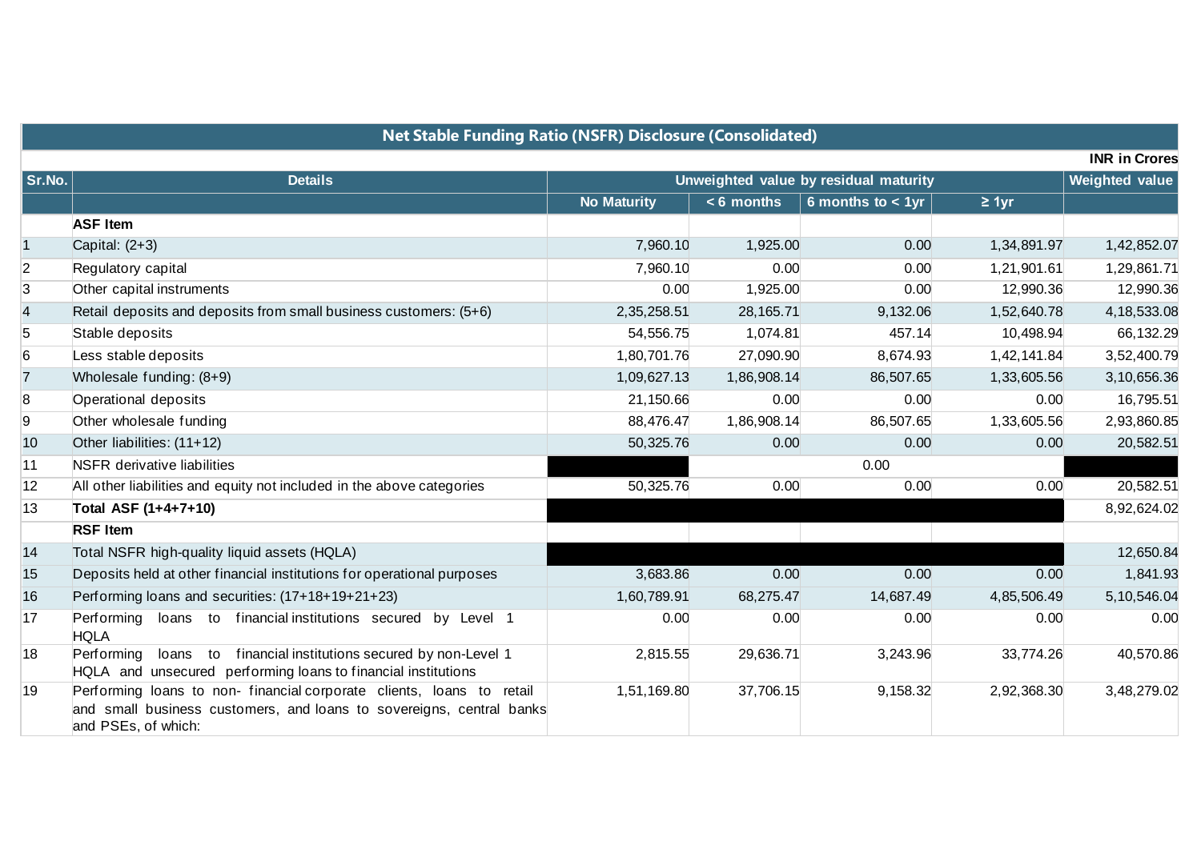## Net Stable Funding Ratio (NSFR) Disclosure (Consolidated)

INR in Crores

| Sr.No. | Details | Unweighted value by residual maturity | | | | Weighted value |
|---|---|---|---|---|---|---|
| | | No Maturity | < 6 months | 6 months to < 1yr | ≥ 1yr | |
| | **ASF Item** | | | | | |
| 1 | Capital: (2+3) | 7,960.10 | 1,925.00 | 0.00 | 1,34,891.97 | 1,42,852.07 |
| 2 | Regulatory capital | 7,960.10 | 0.00 | 0.00 | 1,21,901.61 | 1,29,861.71 |
| 3 | Other capital instruments | 0.00 | 1,925.00 | 0.00 | 12,990.36 | 12,990.36 |
| 4 | Retail deposits and deposits from small business customers: (5+6) | 2,35,258.51 | 28,165.71 | 9,132.06 | 1,52,640.78 | 4,18,533.08 |
| 5 | Stable deposits | 54,556.75 | 1,074.81 | 457.14 | 10,498.94 | 66,132.29 |
| 6 | Less stable deposits | 1,80,701.76 | 27,090.90 | 8,674.93 | 1,42,141.84 | 3,52,400.79 |
| 7 | Wholesale funding: (8+9) | 1,09,627.13 | 1,86,908.14 | 86,507.65 | 1,33,605.56 | 3,10,656.36 |
| 8 | Operational deposits | 21,150.66 | 0.00 | 0.00 | 0.00 | 16,795.51 |
| 9 | Other wholesale funding | 88,476.47 | 1,86,908.14 | 86,507.65 | 1,33,605.56 | 2,93,860.85 |
| 10 | Other liabilities: (11+12) | 50,325.76 | 0.00 | 0.00 | 0.00 | 20,582.51 |
| 11 | NSFR derivative liabilities | | | 0.00 | | |
| 12 | All other liabilities and equity not included in the above categories | 50,325.76 | 0.00 | 0.00 | 0.00 | 20,582.51 |
| 13 | **Total ASF (1+4+7+10)** | | | | | 8,92,624.02 |
| | **RSF Item** | | | | | |
| 14 | Total NSFR high-quality liquid assets (HQLA) | | | | | 12,650.84 |
| 15 | Deposits held at other financial institutions for operational purposes | 3,683.86 | 0.00 | 0.00 | 0.00 | 1,841.93 |
| 16 | Performing loans and securities: (17+18+19+21+23) | 1,60,789.91 | 68,275.47 | 14,687.49 | 4,85,506.49 | 5,10,546.04 |
| 17 | Performing loans to financial institutions secured by Level 1 HQLA | 0.00 | 0.00 | 0.00 | 0.00 | 0.00 |
| 18 | Performing loans to financial institutions secured by non-Level 1 HQLA and unsecured performing loans to financial institutions | 2,815.55 | 29,636.71 | 3,243.96 | 33,774.26 | 40,570.86 |
| 19 | Performing loans to non- financial corporate clients, loans to retail and small business customers, and loans to sovereigns, central banks and PSEs, of which: | 1,51,169.80 | 37,706.15 | 9,158.32 | 2,92,368.30 | 3,48,279.02 |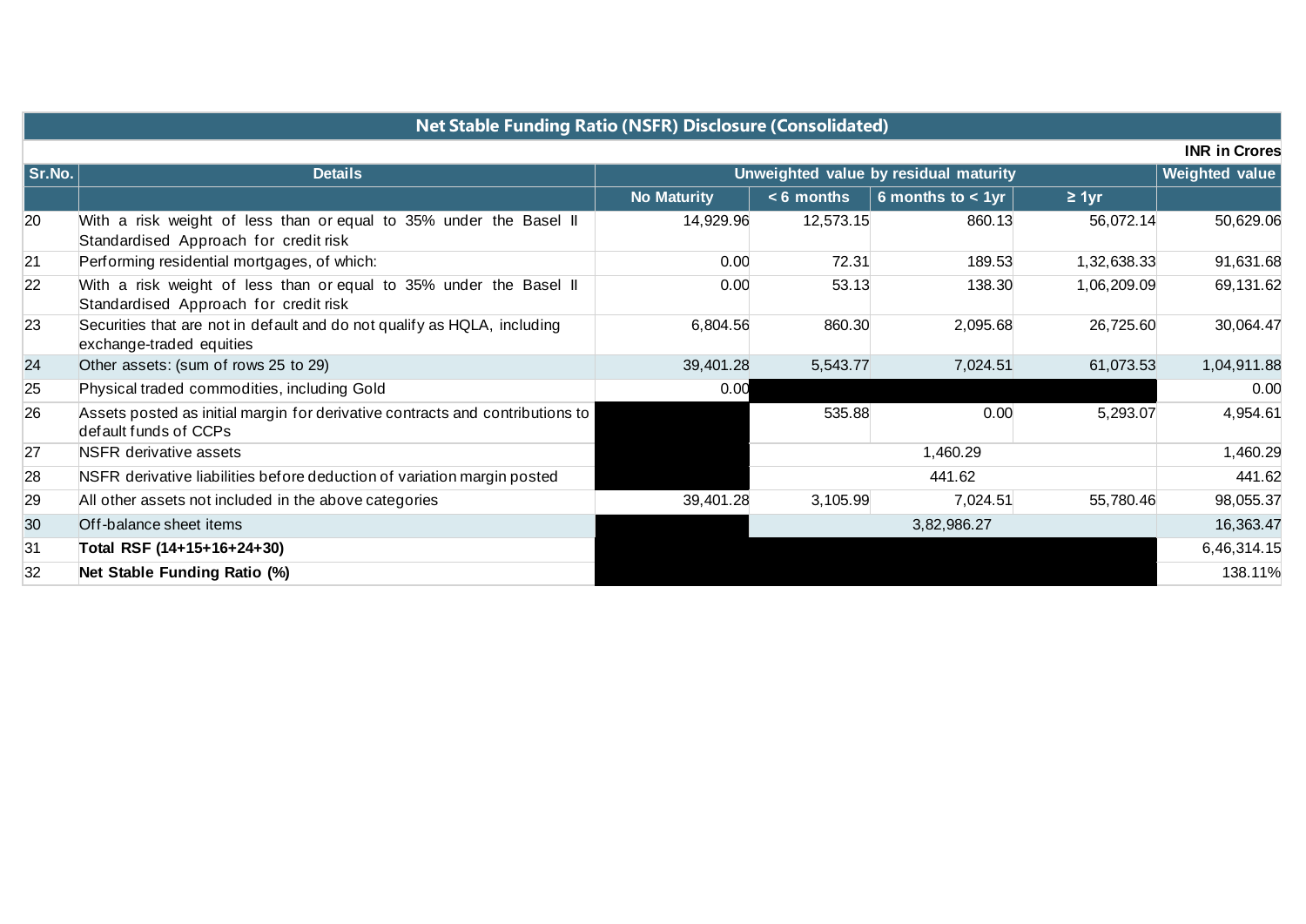## Net Stable Funding Ratio (NSFR) Disclosure (Consolidated)

INR in Crores

| Sr.No. | Details | Unweighted value by residual maturity | | | | Weighted value |
|---|---|---|---|---|---|---|
| | | No Maturity | < 6 months | 6 months to < 1yr | ≥ 1yr | |
| 20 | With a risk weight of less than or equal to 35% under the Basel II Standardised Approach for credit risk | 14,929.96 | 12,573.15 | 860.13 | 56,072.14 | 50,629.06 |
| 21 | Performing residential mortgages, of which: | 0.00 | 72.31 | 189.53 | 1,32,638.33 | 91,631.68 |
| 22 | With a risk weight of less than or equal to 35% under the Basel II Standardised Approach for credit risk | 0.00 | 53.13 | 138.30 | 1,06,209.09 | 69,131.62 |
| 23 | Securities that are not in default and do not qualify as HQLA, including exchange-traded equities | 6,804.56 | 860.30 | 2,095.68 | 26,725.60 | 30,064.47 |
| 24 | Other assets: (sum of rows 25 to 29) | 39,401.28 | 5,543.77 | 7,024.51 | 61,073.53 | 1,04,911.88 |
| 25 | Physical traded commodities, including Gold | 0.00 | | | | 0.00 |
| 26 | Assets posted as initial margin for derivative contracts and contributions to default funds of CCPs | | 535.88 | 0.00 | 5,293.07 | 4,954.61 |
| 27 | NSFR derivative assets | | 1,460.29 | | | 1,460.29 |
| 28 | NSFR derivative liabilities before deduction of variation margin posted | | 441.62 | | | 441.62 |
| 29 | All other assets not included in the above categories | 39,401.28 | 3,105.99 | 7,024.51 | 55,780.46 | 98,055.37 |
| 30 | Off-balance sheet items | | 3,82,986.27 | | | 16,363.47 |
| 31 | **Total RSF (14+15+16+24+30)** | | | | | 6,46,314.15 |
| 32 | **Net Stable Funding Ratio (%)** | | | | | 138.11% |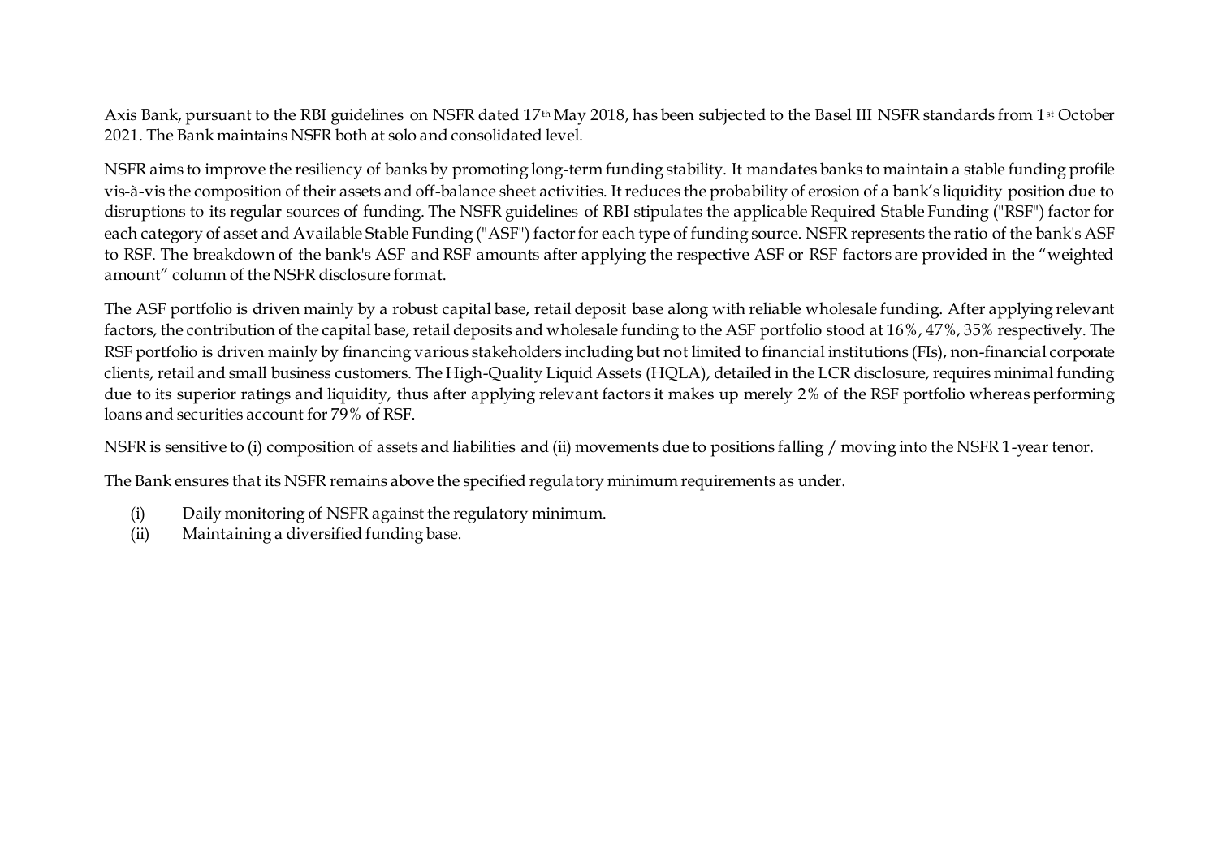Axis Bank, pursuant to the RBI guidelines on NSFR dated 17th May 2018, has been subjected to the Basel III NSFR standards from 1st October 2021. The Bank maintains NSFR both at solo and consolidated level.

NSFR aims to improve the resiliency of banks by promoting long-term funding stability. It mandates banks to maintain a stable funding profile vis-à-vis the composition of their assets and off-balance sheet activities. It reduces the probability of erosion of a bank's liquidity position due to disruptions to its regular sources of funding. The NSFR guidelines of RBI stipulates the applicable Required Stable Funding ("RSF") factor for each category of asset and Available Stable Funding ("ASF") factor for each type of funding source. NSFR represents the ratio of the bank's ASF to RSF. The breakdown of the bank's ASF and RSF amounts after applying the respective ASF or RSF factors are provided in the "weighted amount" column of the NSFR disclosure format.

The ASF portfolio is driven mainly by a robust capital base, retail deposit base along with reliable wholesale funding. After applying relevant factors, the contribution of the capital base, retail deposits and wholesale funding to the ASF portfolio stood at 16%, 47%, 35% respectively. The RSF portfolio is driven mainly by financing various stakeholders including but not limited to financial institutions (FIs), non-financial corporate clients, retail and small business customers. The High-Quality Liquid Assets (HQLA), detailed in the LCR disclosure, requires minimal funding due to its superior ratings and liquidity, thus after applying relevant factors it makes up merely 2% of the RSF portfolio whereas performing loans and securities account for 79% of RSF.

NSFR is sensitive to (i) composition of assets and liabilities and (ii) movements due to positions falling / moving into the NSFR 1-year tenor.

The Bank ensures that its NSFR remains above the specified regulatory minimum requirements as under.

(i) Daily monitoring of NSFR against the regulatory minimum.
(ii) Maintaining a diversified funding base.